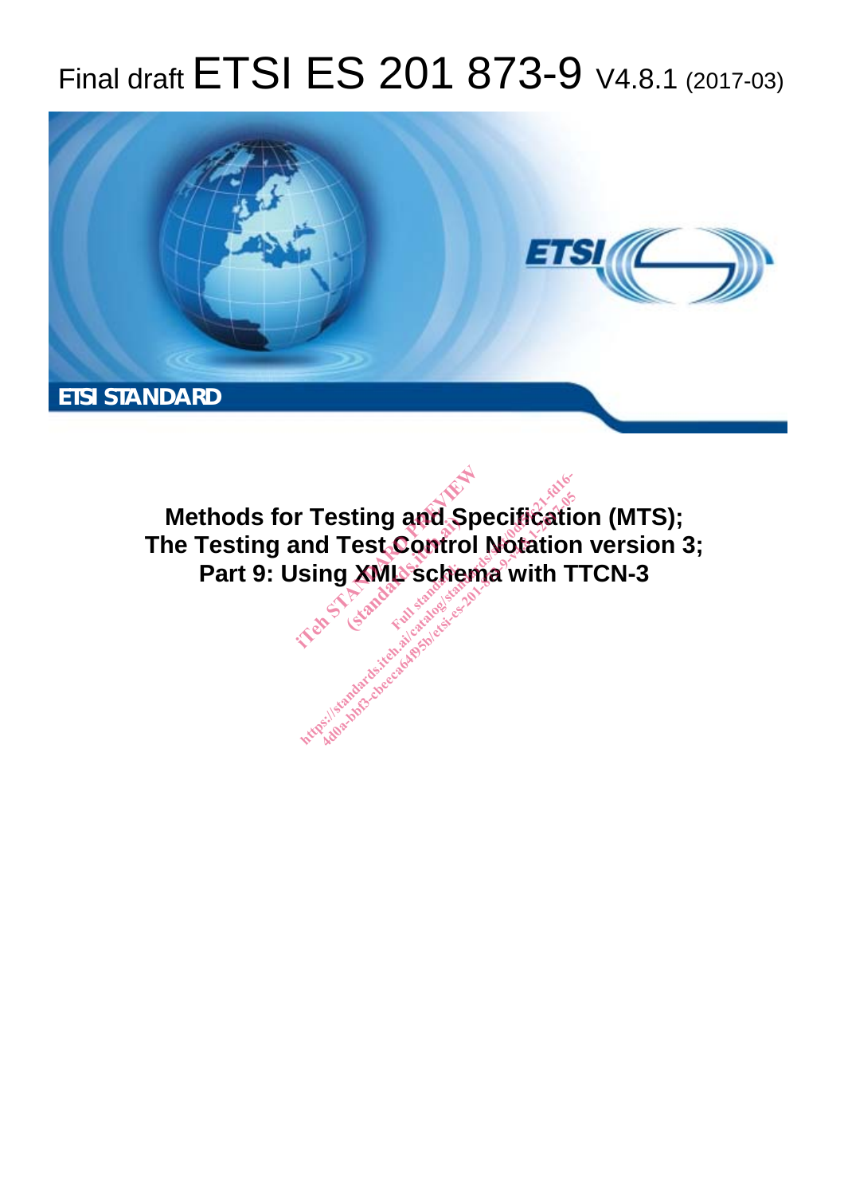# Final draft ETSI ES 201 873-9 V4.8.1 (2017-03)

**ETSI STANDARD**

**Methods for Testing and Specification (MTS);
The Testing and Test Control Notation version 3;
Part 9: Using XML schema with TTCN-3**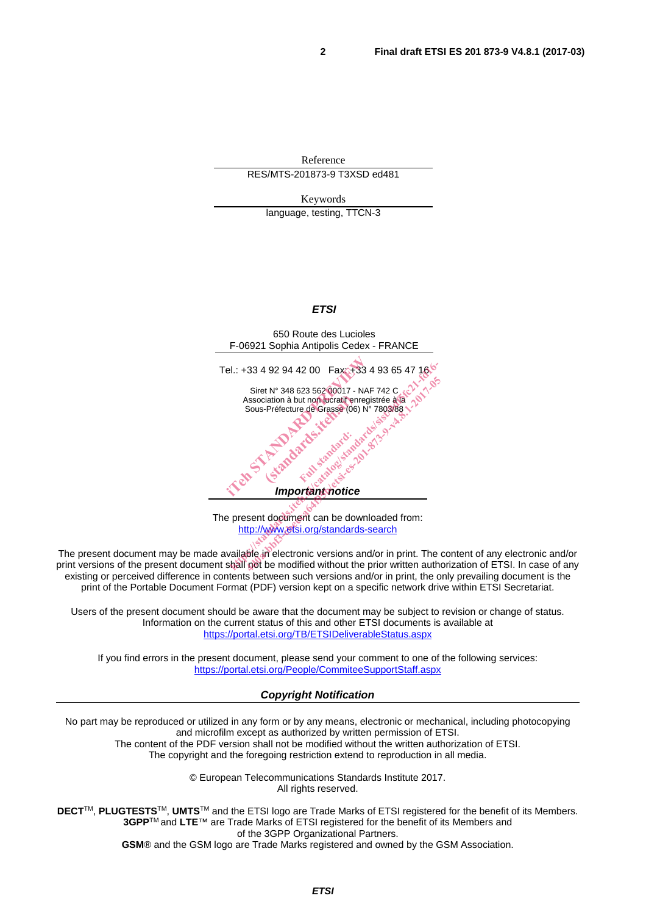Reference

RES/MTS-201873-9 T3XSD ed481

Keywords

language, testing, TTCN-3

***ETSI***

650 Route des Lucioles
F-06921 Sophia Antipolis Cedex - FRANCE

Tel.: +33 4 92 94 42 00   Fax: +33 4 93 65 47 16

Siret N° 348 623 562 00017 - NAF 742 C
Association à but non lucratif enregistrée à la
Sous-Préfecture de Grasse (06) N° 7803/88

***Important notice***

The present document can be downloaded from:
http://www.etsi.org/standards-search

The present document may be made available in electronic versions and/or in print. The content of any electronic and/or print versions of the present document shall not be modified without the prior written authorization of ETSI. In case of any existing or perceived difference in contents between such versions and/or in print, the only prevailing document is the print of the Portable Document Format (PDF) version kept on a specific network drive within ETSI Secretariat.

Users of the present document should be aware that the document may be subject to revision or change of status. Information on the current status of this and other ETSI documents is available at
https://portal.etsi.org/TB/ETSIDeliverableStatus.aspx

If you find errors in the present document, please send your comment to one of the following services:
https://portal.etsi.org/People/CommiteeSupportStaff.aspx

***Copyright Notification***

No part may be reproduced or utilized in any form or by any means, electronic or mechanical, including photocopying and microfilm except as authorized by written permission of ETSI.
The content of the PDF version shall not be modified without the written authorization of ETSI.
The copyright and the foregoing restriction extend to reproduction in all media.

© European Telecommunications Standards Institute 2017.
All rights reserved.

**DECT**™, **PLUGTESTS**™, **UMTS**™ and the ETSI logo are Trade Marks of ETSI registered for the benefit of its Members.
**3GPP**™ and **LTE**™ are Trade Marks of ETSI registered for the benefit of its Members and of the 3GPP Organizational Partners.
**GSM**® and the GSM logo are Trade Marks registered and owned by the GSM Association.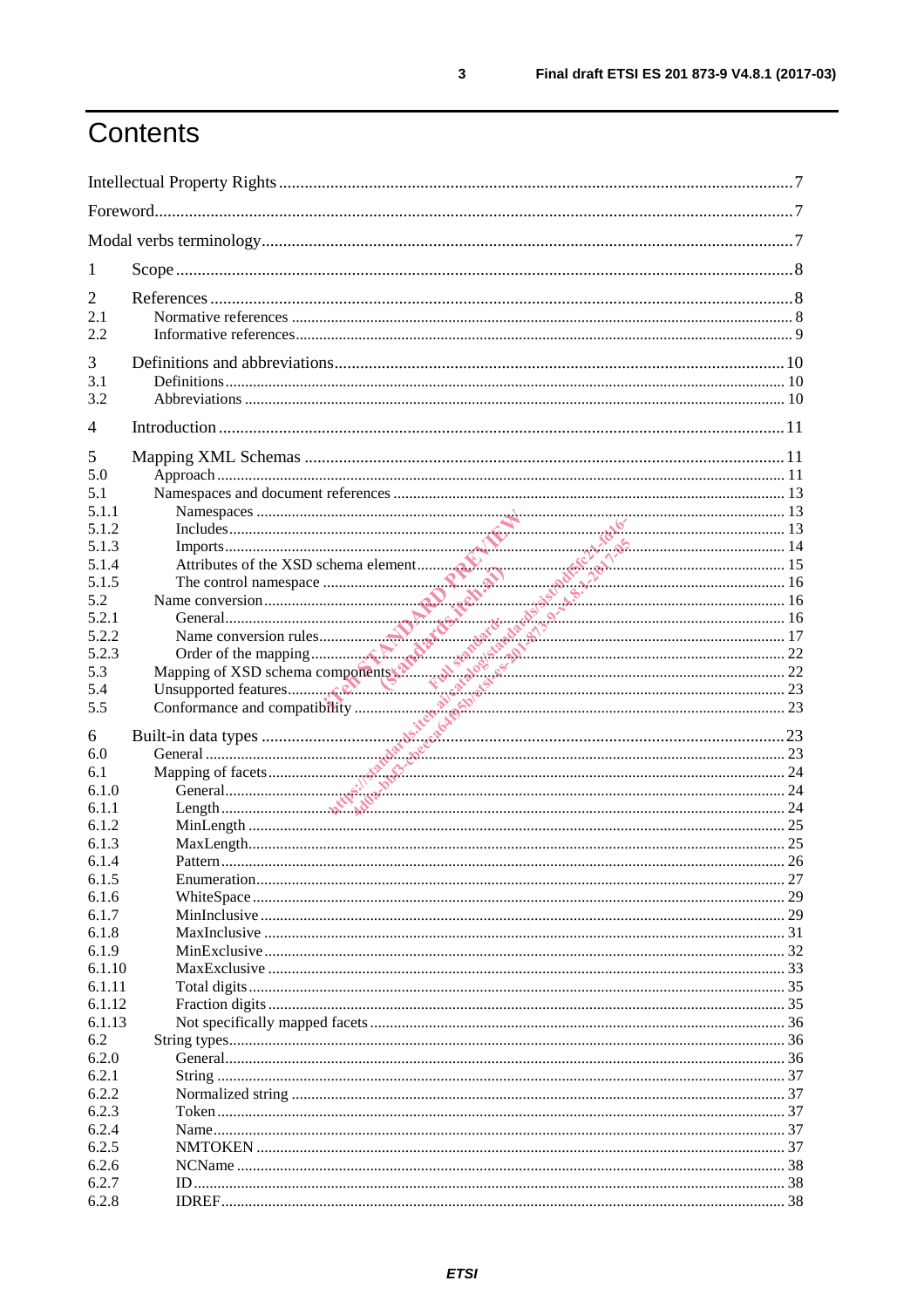# Contents

Intellectual Property Rights ........................................................................................................... 7

Foreword ........................................................................................................................................ 7

Modal verbs terminology ............................................................................................................... 7

1 Scope .......................................................................................................................................... 8

2 References ................................................................................................................................. 8

2.1 Normative references .............................................................................................................. 8

2.2 Informative references ............................................................................................................ 9

3 Definitions and abbreviations ................................................................................................... 10

3.1 Definitions .............................................................................................................................. 10

3.2 Abbreviations ......................................................................................................................... 10

4 Introduction ............................................................................................................................... 11

5 Mapping XML Schemas ............................................................................................................ 11

5.0 Approach ................................................................................................................................. 11

5.1 Namespaces and document references ................................................................................... 13

5.1.1 Namespaces .......................................................................................................................... 13

5.1.2 Includes ................................................................................................................................ 13

5.1.3 Imports ................................................................................................................................. 14

5.1.4 Attributes of the XSD schema element ................................................................................. 15

5.1.5 The control namespace ......................................................................................................... 16

5.2 Name conversion .................................................................................................................... 16

5.2.1 General ................................................................................................................................. 16

5.2.2 Name conversion rules ......................................................................................................... 17

5.2.3 Order of the mapping ........................................................................................................... 22

5.3 Mapping of XSD schema components .................................................................................... 22

5.4 Unsupported features .............................................................................................................. 23

5.5 Conformance and compatibility ............................................................................................... 23

6 Built-in data types ..................................................................................................................... 23

6.0 General .................................................................................................................................... 23

6.1 Mapping of facets .................................................................................................................... 24

6.1.0 General ................................................................................................................................. 24

6.1.1 Length .................................................................................................................................. 24

6.1.2 MinLength ............................................................................................................................ 25

6.1.3 MaxLength ........................................................................................................................... 25

6.1.4 Pattern .................................................................................................................................. 26

6.1.5 Enumeration ......................................................................................................................... 27

6.1.6 WhiteSpace .......................................................................................................................... 29

6.1.7 MinInclusive ......................................................................................................................... 29

6.1.8 MaxInclusive ........................................................................................................................ 31

6.1.9 MinExclusive ........................................................................................................................ 32

6.1.10 MaxExclusive ..................................................................................................................... 33

6.1.11 Total digits .......................................................................................................................... 35

6.1.12 Fraction digits ..................................................................................................................... 35

6.1.13 Not specifically mapped facets ........................................................................................... 36

6.2 String types ............................................................................................................................. 36

6.2.0 General ................................................................................................................................. 36

6.2.1 String .................................................................................................................................... 37

6.2.2 Normalized string ................................................................................................................. 37

6.2.3 Token .................................................................................................................................... 37

6.2.4 Name .................................................................................................................................... 37

6.2.5 NMTOKEN .......................................................................................................................... 37

6.2.6 NCName ............................................................................................................................... 38

6.2.7 ID ......................................................................................................................................... 38

6.2.8 IDREF ................................................................................................................................... 38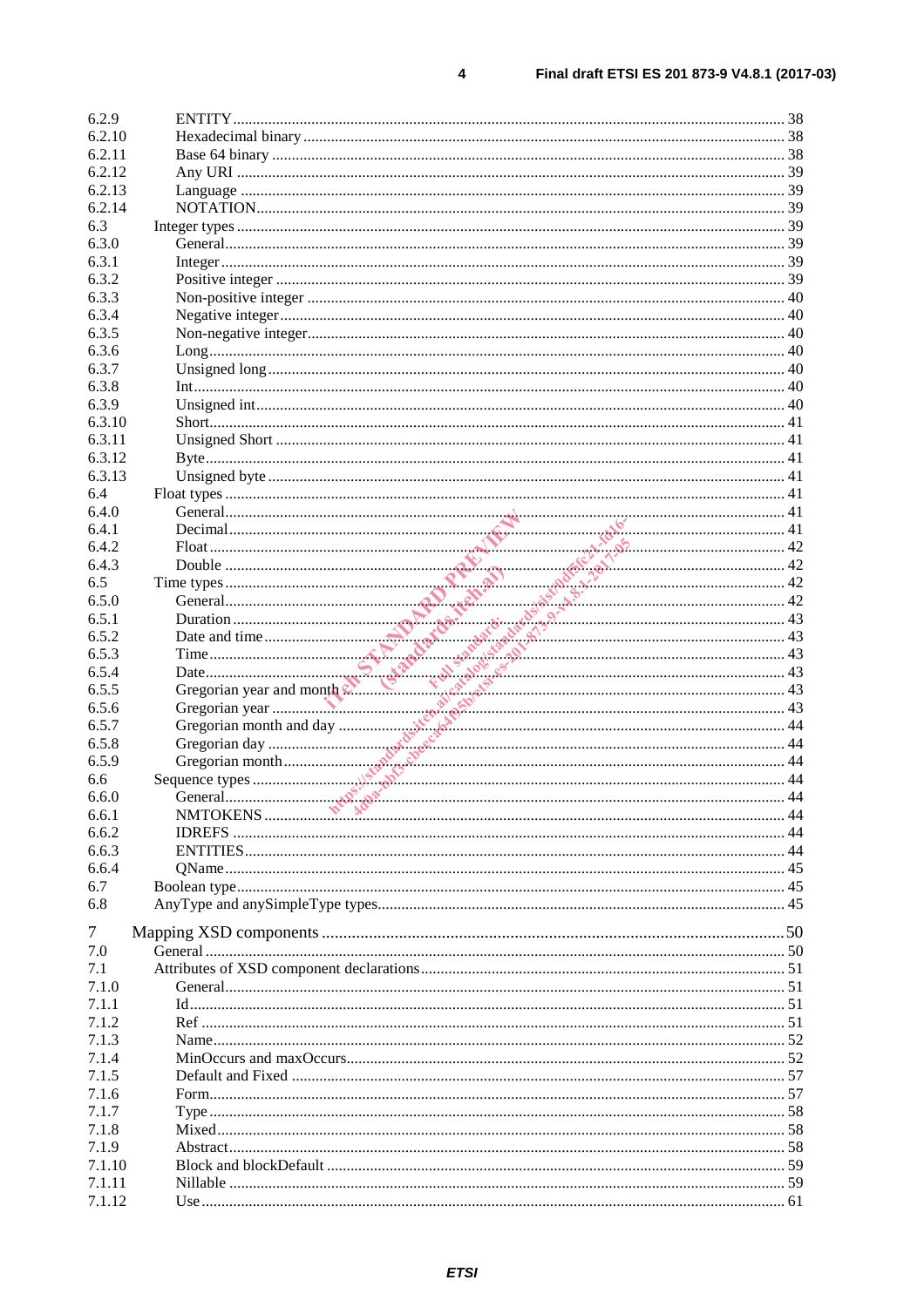6.2.9 ENTITY ........ 38
6.2.10 Hexadecimal binary ........ 38
6.2.11 Base 64 binary ........ 38
6.2.12 Any URI ........ 39
6.2.13 Language ........ 39
6.2.14 NOTATION ........ 39
6.3 Integer types ........ 39
6.3.0 General ........ 39
6.3.1 Integer ........ 39
6.3.2 Positive integer ........ 39
6.3.3 Non-positive integer ........ 40
6.3.4 Negative integer ........ 40
6.3.5 Non-negative integer ........ 40
6.3.6 Long ........ 40
6.3.7 Unsigned long ........ 40
6.3.8 Int ........ 40
6.3.9 Unsigned int ........ 40
6.3.10 Short ........ 41
6.3.11 Unsigned Short ........ 41
6.3.12 Byte ........ 41
6.3.13 Unsigned byte ........ 41
6.4 Float types ........ 41
6.4.0 General ........ 41
6.4.1 Decimal ........ 41
6.4.2 Float ........ 42
6.4.3 Double ........ 42
6.5 Time types ........ 42
6.5.0 General ........ 42
6.5.1 Duration ........ 43
6.5.2 Date and time ........ 43
6.5.3 Time ........ 43
6.5.4 Date ........ 43
6.5.5 Gregorian year and month ........ 43
6.5.6 Gregorian year ........ 43
6.5.7 Gregorian month and day ........ 44
6.5.8 Gregorian day ........ 44
6.5.9 Gregorian month ........ 44
6.6 Sequence types ........ 44
6.6.0 General ........ 44
6.6.1 NMTOKENS ........ 44
6.6.2 IDREFS ........ 44
6.6.3 ENTITIES ........ 44
6.6.4 QName ........ 45
6.7 Boolean type ........ 45
6.8 AnyType and anySimpleType types ........ 45

7 Mapping XSD components ........ 50
7.0 General ........ 50
7.1 Attributes of XSD component declarations ........ 51
7.1.0 General ........ 51
7.1.1 Id ........ 51
7.1.2 Ref ........ 51
7.1.3 Name ........ 52
7.1.4 MinOccurs and maxOccurs ........ 52
7.1.5 Default and Fixed ........ 57
7.1.6 Form ........ 57
7.1.7 Type ........ 58
7.1.8 Mixed ........ 58
7.1.9 Abstract ........ 58
7.1.10 Block and blockDefault ........ 59
7.1.11 Nillable ........ 59
7.1.12 Use ........ 61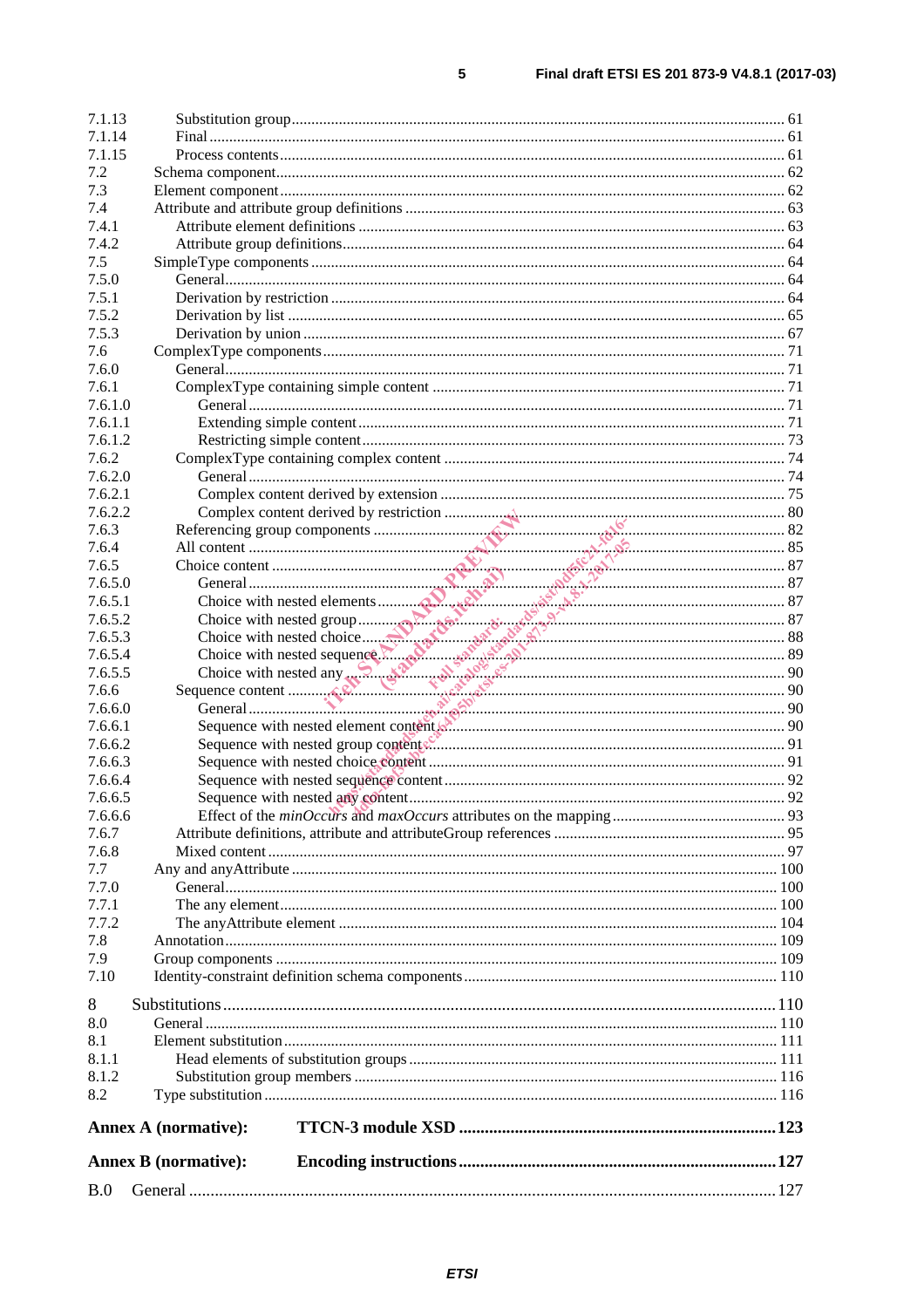7.1.13 Substitution group ... 61
7.1.14 Final ... 61
7.1.15 Process contents ... 61
7.2 Schema component ... 62
7.3 Element component ... 62
7.4 Attribute and attribute group definitions ... 63
7.4.1 Attribute element definitions ... 63
7.4.2 Attribute group definitions ... 64
7.5 SimpleType components ... 64
7.5.0 General ... 64
7.5.1 Derivation by restriction ... 64
7.5.2 Derivation by list ... 65
7.5.3 Derivation by union ... 67
7.6 ComplexType components ... 71
7.6.0 General ... 71
7.6.1 ComplexType containing simple content ... 71
7.6.1.0 General ... 71
7.6.1.1 Extending simple content ... 71
7.6.1.2 Restricting simple content ... 73
7.6.2 ComplexType containing complex content ... 74
7.6.2.0 General ... 74
7.6.2.1 Complex content derived by extension ... 75
7.6.2.2 Complex content derived by restriction ... 80
7.6.3 Referencing group components ... 82
7.6.4 All content ... 85
7.6.5 Choice content ... 87
7.6.5.0 General ... 87
7.6.5.1 Choice with nested elements ... 87
7.6.5.2 Choice with nested group ... 87
7.6.5.3 Choice with nested choice ... 88
7.6.5.4 Choice with nested sequence ... 89
7.6.5.5 Choice with nested any ... 90
7.6.6 Sequence content ... 90
7.6.6.0 General ... 90
7.6.6.1 Sequence with nested element content ... 90
7.6.6.2 Sequence with nested group content ... 91
7.6.6.3 Sequence with nested choice content ... 91
7.6.6.4 Sequence with nested sequence content ... 92
7.6.6.5 Sequence with nested any content ... 92
7.6.6.6 Effect of the *minOccurs* and *maxOccurs* attributes on the mapping ... 93
7.6.7 Attribute definitions, attribute and attributeGroup references ... 95
7.6.8 Mixed content ... 97
7.7 Any and anyAttribute ... 100
7.7.0 General ... 100
7.7.1 The any element ... 100
7.7.2 The anyAttribute element ... 104
7.8 Annotation ... 109
7.9 Group components ... 109
7.10 Identity-constraint definition schema components ... 110

8 Substitutions ... 110
8.0 General ... 110
8.1 Element substitution ... 111
8.1.1 Head elements of substitution groups ... 111
8.1.2 Substitution group members ... 116
8.2 Type substitution ... 116

**Annex A (normative): TTCN-3 module XSD ... 123**

**Annex B (normative): Encoding instructions ... 127**

B.0 General ... 127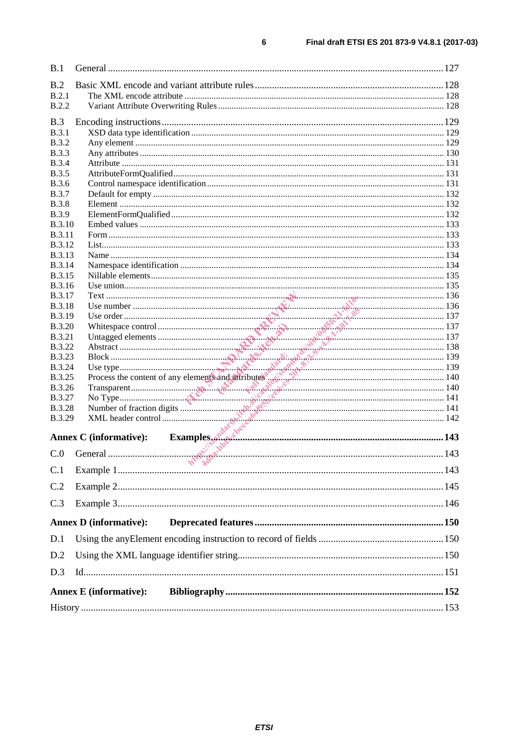B.1 General ........................................................................................................................................127

B.2 Basic XML encode and variant attribute rules ..............................................................................128
B.2.1 The XML encode attribute ................................................................................................................ 128
B.2.2 Variant Attribute Overwriting Rules ................................................................................................. 128

B.3 Encoding instructions ......................................................................................................................129
B.3.1 XSD data type identification ............................................................................................................. 129
B.3.2 Any element ...................................................................................................................................... 129
B.3.3 Any attributes .................................................................................................................................... 130
B.3.4 Attribute ............................................................................................................................................ 131
B.3.5 AttributeFormQualified ..................................................................................................................... 131
B.3.6 Control namespace identification ..................................................................................................... 131
B.3.7 Default for empty .............................................................................................................................. 132
B.3.8 Element ............................................................................................................................................. 132
B.3.9 ElementFormQualified ...................................................................................................................... 132
B.3.10 Embed values .................................................................................................................................... 133
B.3.11 Form .................................................................................................................................................. 133
B.3.12 List..................................................................................................................................................... 133
B.3.13 Name ................................................................................................................................................. 134
B.3.14 Namespace identification .................................................................................................................. 134
B.3.15 Nillable elements ............................................................................................................................... 135
B.3.16 Use union ........................................................................................................................................... 135
B.3.17 Text ................................................................................................................................................... 136
B.3.18 Use number ....................................................................................................................................... 136
B.3.19 Use order ........................................................................................................................................... 137
B.3.20 Whitespace control ............................................................................................................................ 137
B.3.21 Untagged elements ............................................................................................................................ 137
B.3.22 Abstract ............................................................................................................................................. 138
B.3.23 Block ................................................................................................................................................. 139
B.3.24 Use type ............................................................................................................................................. 139
B.3.25 Process the content of any elements and attributes ........................................................................... 140
B.3.26 Transparent ........................................................................................................................................ 140
B.3.27 No Type ............................................................................................................................................. 141
B.3.28 Number of fraction digits .................................................................................................................. 141
B.3.29 XML header control .......................................................................................................................... 142

**Annex C (informative): Examples ..........................................................................................143**

C.0 General ............................................................................................................................................143

C.1 Example 1 ........................................................................................................................................143

C.2 Example 2 ........................................................................................................................................145

C.3 Example 3 ........................................................................................................................................146

**Annex D (informative): Deprecated features .........................................................................150**

D.1 Using the anyElement encoding instruction to record of fields .......................................................150

D.2 Using the XML language identifier string........................................................................................150

D.3 Id.......................................................................................................................................................151

**Annex E (informative): Bibliography .....................................................................................152**

History ..................................................................................................................................................153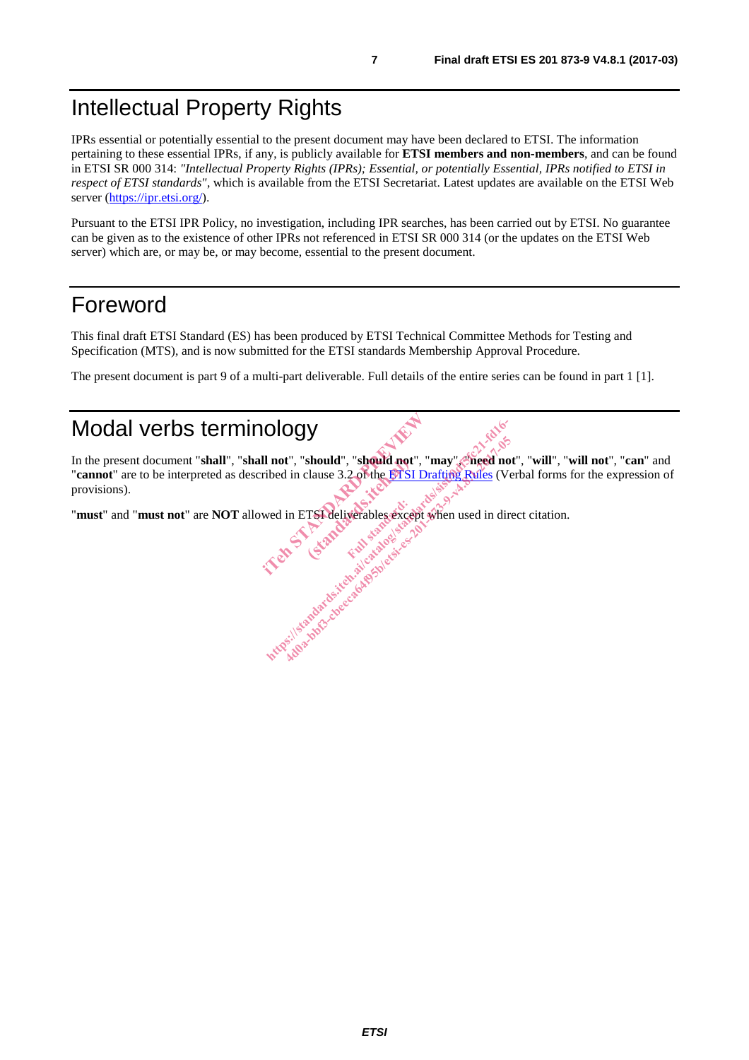# Intellectual Property Rights

IPRs essential or potentially essential to the present document may have been declared to ETSI. The information pertaining to these essential IPRs, if any, is publicly available for **ETSI members and non-members**, and can be found in ETSI SR 000 314: *"Intellectual Property Rights (IPRs); Essential, or potentially Essential, IPRs notified to ETSI in respect of ETSI standards"*, which is available from the ETSI Secretariat. Latest updates are available on the ETSI Web server (https://ipr.etsi.org/).

Pursuant to the ETSI IPR Policy, no investigation, including IPR searches, has been carried out by ETSI. No guarantee can be given as to the existence of other IPRs not referenced in ETSI SR 000 314 (or the updates on the ETSI Web server) which are, or may be, or may become, essential to the present document.

# Foreword

This final draft ETSI Standard (ES) has been produced by ETSI Technical Committee Methods for Testing and Specification (MTS), and is now submitted for the ETSI standards Membership Approval Procedure.

The present document is part 9 of a multi-part deliverable. Full details of the entire series can be found in part 1 [1].

# Modal verbs terminology

In the present document "**shall**", "**shall not**", "**should**", "**should not**", "**may**", "**need not**", "**will**", "**will not**", "**can**" and "**cannot**" are to be interpreted as described in clause 3.2 of the ETSI Drafting Rules (Verbal forms for the expression of provisions).

"**must**" and "**must not**" are **NOT** allowed in ETSI deliverables except when used in direct citation.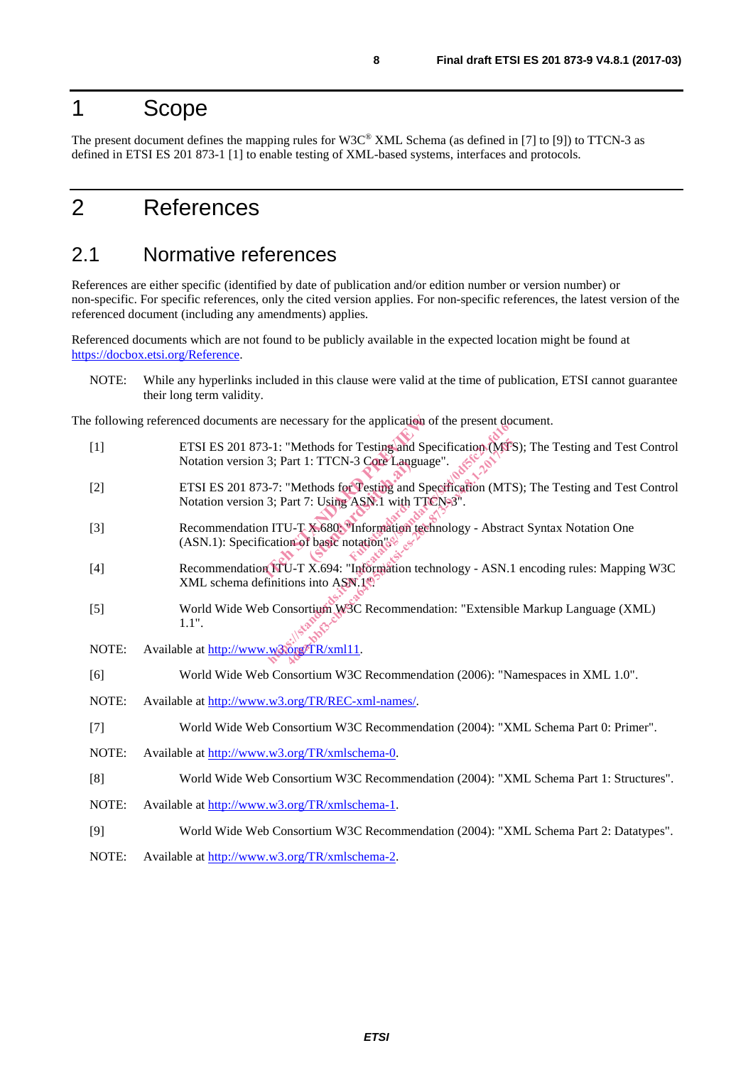# 1 Scope

The present document defines the mapping rules for W3C® XML Schema (as defined in [7] to [9]) to TTCN-3 as defined in ETSI ES 201 873-1 [1] to enable testing of XML-based systems, interfaces and protocols.

# 2 References

## 2.1 Normative references

References are either specific (identified by date of publication and/or edition number or version number) or non-specific. For specific references, only the cited version applies. For non-specific references, the latest version of the referenced document (including any amendments) applies.

Referenced documents which are not found to be publicly available in the expected location might be found at https://docbox.etsi.org/Reference.

NOTE: While any hyperlinks included in this clause were valid at the time of publication, ETSI cannot guarantee their long term validity.

The following referenced documents are necessary for the application of the present document.

[1] ETSI ES 201 873-1: "Methods for Testing and Specification (MTS); The Testing and Test Control Notation version 3; Part 1: TTCN-3 Core Language".

[2] ETSI ES 201 873-7: "Methods for Testing and Specification (MTS); The Testing and Test Control Notation version 3; Part 7: Using ASN.1 with TTCN-3".

[3] Recommendation ITU-T X.680: "Information technology - Abstract Syntax Notation One (ASN.1): Specification of basic notation".

[4] Recommendation ITU-T X.694: "Information technology - ASN.1 encoding rules: Mapping W3C XML schema definitions into ASN.1".

[5] World Wide Web Consortium W3C Recommendation: "Extensible Markup Language (XML) 1.1".

NOTE: Available at http://www.w3.org/TR/xml11.

[6] World Wide Web Consortium W3C Recommendation (2006): "Namespaces in XML 1.0".

NOTE: Available at http://www.w3.org/TR/REC-xml-names/.

[7] World Wide Web Consortium W3C Recommendation (2004): "XML Schema Part 0: Primer".

NOTE: Available at http://www.w3.org/TR/xmlschema-0.

[8] World Wide Web Consortium W3C Recommendation (2004): "XML Schema Part 1: Structures".

NOTE: Available at http://www.w3.org/TR/xmlschema-1.

[9] World Wide Web Consortium W3C Recommendation (2004): "XML Schema Part 2: Datatypes".

NOTE: Available at http://www.w3.org/TR/xmlschema-2.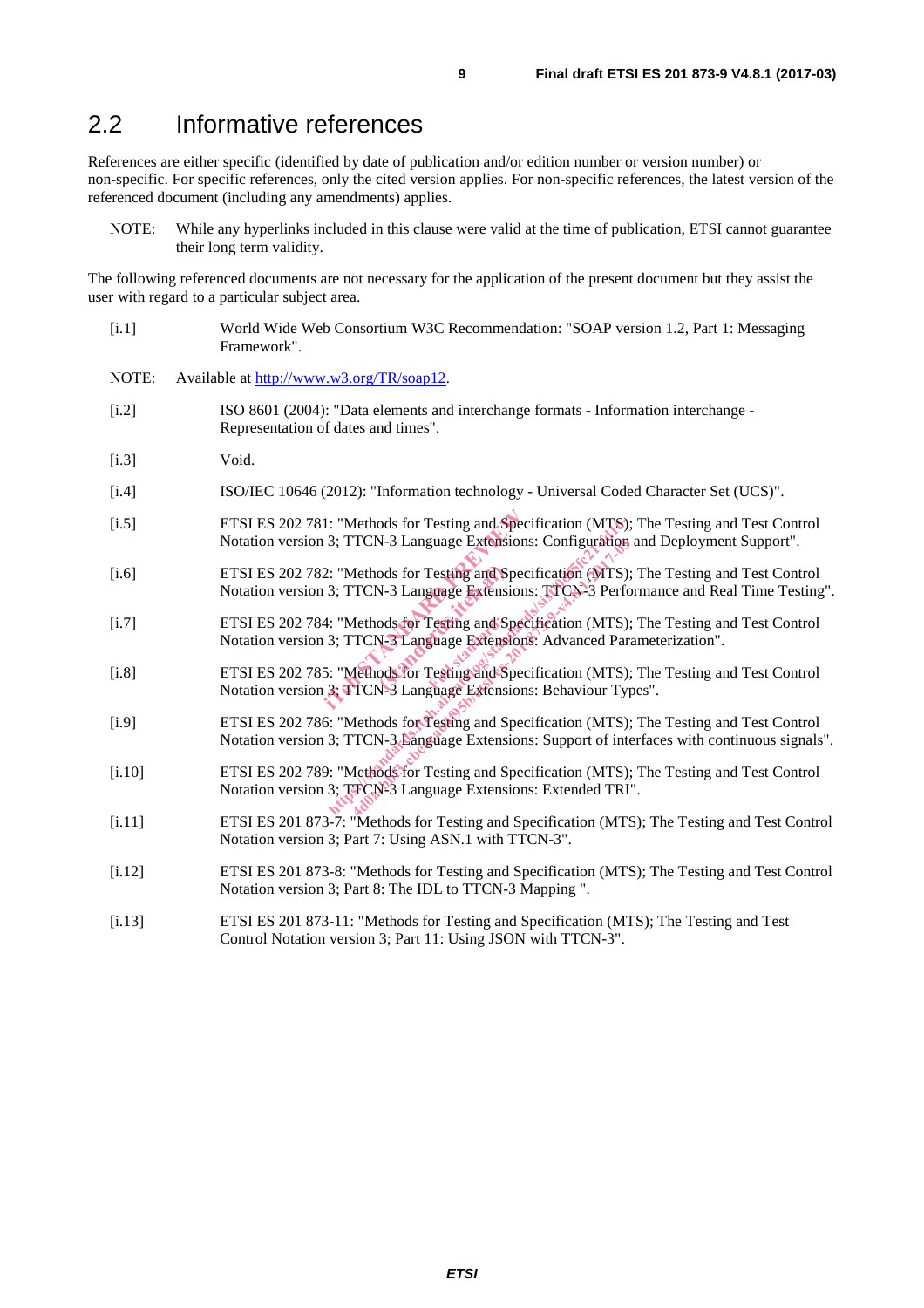## 2.2 Informative references

References are either specific (identified by date of publication and/or edition number or version number) or non-specific. For specific references, only the cited version applies. For non-specific references, the latest version of the referenced document (including any amendments) applies.

NOTE: While any hyperlinks included in this clause were valid at the time of publication, ETSI cannot guarantee their long term validity.

The following referenced documents are not necessary for the application of the present document but they assist the user with regard to a particular subject area.

[i.1] World Wide Web Consortium W3C Recommendation: "SOAP version 1.2, Part 1: Messaging Framework".

NOTE: Available at http://www.w3.org/TR/soap12.

[i.2] ISO 8601 (2004): "Data elements and interchange formats - Information interchange - Representation of dates and times".

[i.3] Void.

[i.4] ISO/IEC 10646 (2012): "Information technology - Universal Coded Character Set (UCS)".

[i.5] ETSI ES 202 781: "Methods for Testing and Specification (MTS); The Testing and Test Control Notation version 3; TTCN-3 Language Extensions: Configuration and Deployment Support".

[i.6] ETSI ES 202 782: "Methods for Testing and Specification (MTS); The Testing and Test Control Notation version 3; TTCN-3 Language Extensions: TTCN-3 Performance and Real Time Testing".

[i.7] ETSI ES 202 784: "Methods for Testing and Specification (MTS); The Testing and Test Control Notation version 3; TTCN-3 Language Extensions: Advanced Parameterization".

[i.8] ETSI ES 202 785: "Methods for Testing and Specification (MTS); The Testing and Test Control Notation version 3; TTCN-3 Language Extensions: Behaviour Types".

[i.9] ETSI ES 202 786: "Methods for Testing and Specification (MTS); The Testing and Test Control Notation version 3; TTCN-3 Language Extensions: Support of interfaces with continuous signals".

[i.10] ETSI ES 202 789: "Methods for Testing and Specification (MTS); The Testing and Test Control Notation version 3; TTCN-3 Language Extensions: Extended TRI".

[i.11] ETSI ES 201 873-7: "Methods for Testing and Specification (MTS); The Testing and Test Control Notation version 3; Part 7: Using ASN.1 with TTCN-3".

[i.12] ETSI ES 201 873-8: "Methods for Testing and Specification (MTS); The Testing and Test Control Notation version 3; Part 8: The IDL to TTCN-3 Mapping ".

[i.13] ETSI ES 201 873-11: "Methods for Testing and Specification (MTS); The Testing and Test Control Notation version 3; Part 11: Using JSON with TTCN-3".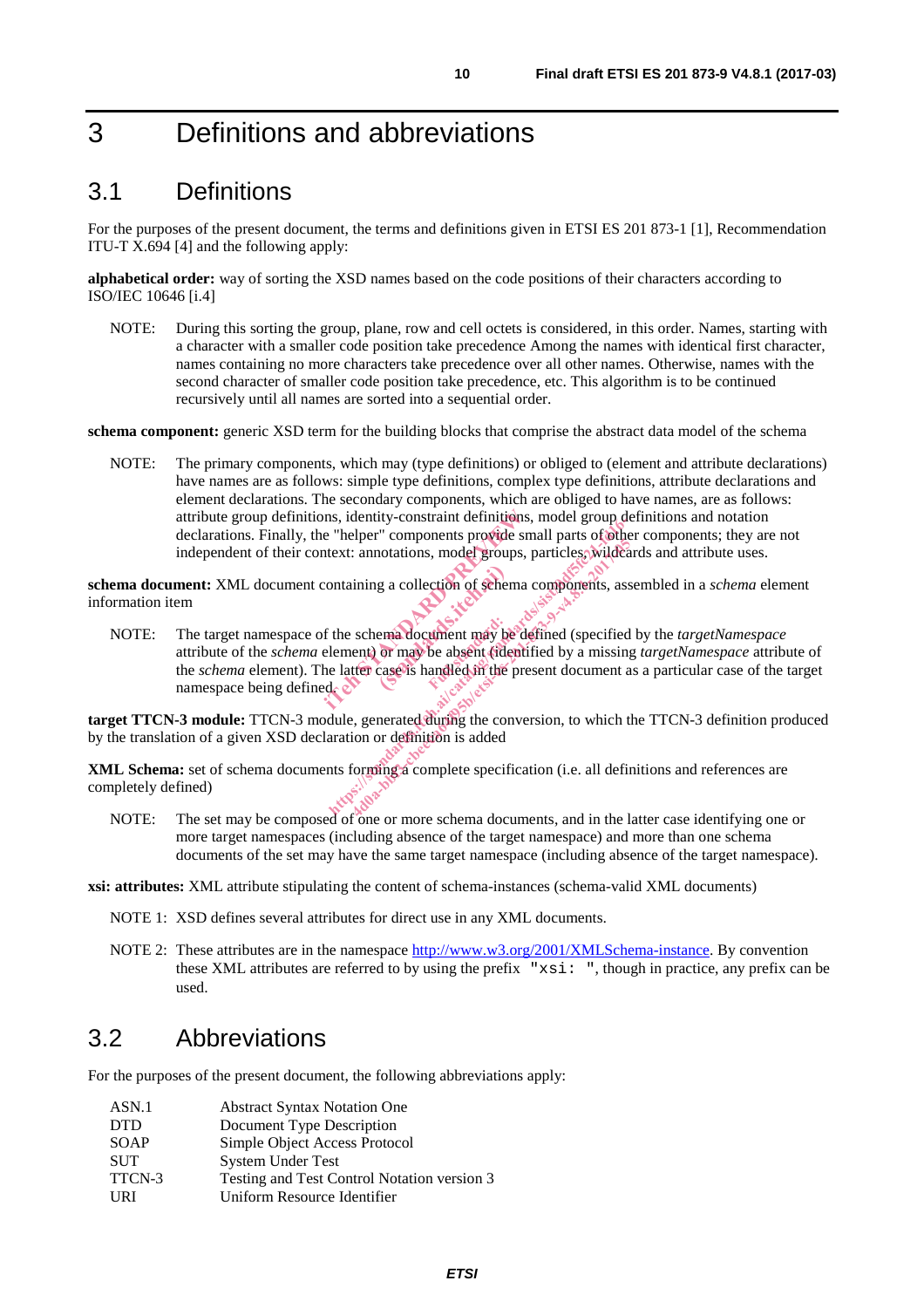# 3 Definitions and abbreviations

## 3.1 Definitions

For the purposes of the present document, the terms and definitions given in ETSI ES 201 873-1 [1], Recommendation ITU-T X.694 [4] and the following apply:

**alphabetical order:** way of sorting the XSD names based on the code positions of their characters according to ISO/IEC 10646 [i.4]

NOTE: During this sorting the group, plane, row and cell octets is considered, in this order. Names, starting with a character with a smaller code position take precedence Among the names with identical first character, names containing no more characters take precedence over all other names. Otherwise, names with the second character of smaller code position take precedence, etc. This algorithm is to be continued recursively until all names are sorted into a sequential order.

**schema component:** generic XSD term for the building blocks that comprise the abstract data model of the schema

NOTE: The primary components, which may (type definitions) or obliged to (element and attribute declarations) have names are as follows: simple type definitions, complex type definitions, attribute declarations and element declarations. The secondary components, which are obliged to have names, are as follows: attribute group definitions, identity-constraint definitions, model group definitions and notation declarations. Finally, the "helper" components provide small parts of other components; they are not independent of their context: annotations, model groups, particles, wildcards and attribute uses.

**schema document:** XML document containing a collection of schema components, assembled in a *schema* element information item

NOTE: The target namespace of the schema document may be defined (specified by the *targetNamespace* attribute of the *schema* element) or may be absent (identified by a missing *targetNamespace* attribute of the *schema* element). The latter case is handled in the present document as a particular case of the target namespace being defined.

**target TTCN-3 module:** TTCN-3 module, generated during the conversion, to which the TTCN-3 definition produced by the translation of a given XSD declaration or definition is added

**XML Schema:** set of schema documents forming a complete specification (i.e. all definitions and references are completely defined)

NOTE: The set may be composed of one or more schema documents, and in the latter case identifying one or more target namespaces (including absence of the target namespace) and more than one schema documents of the set may have the same target namespace (including absence of the target namespace).

**xsi: attributes:** XML attribute stipulating the content of schema-instances (schema-valid XML documents)

NOTE 1: XSD defines several attributes for direct use in any XML documents.

NOTE 2: These attributes are in the namespace http://www.w3.org/2001/XMLSchema-instance. By convention these XML attributes are referred to by using the prefix "xsi: ", though in practice, any prefix can be used.

## 3.2 Abbreviations

For the purposes of the present document, the following abbreviations apply:

| | |
|---|---|
| ASN.1 | Abstract Syntax Notation One |
| DTD | Document Type Description |
| SOAP | Simple Object Access Protocol |
| SUT | System Under Test |
| TTCN-3 | Testing and Test Control Notation version 3 |
| URI | Uniform Resource Identifier |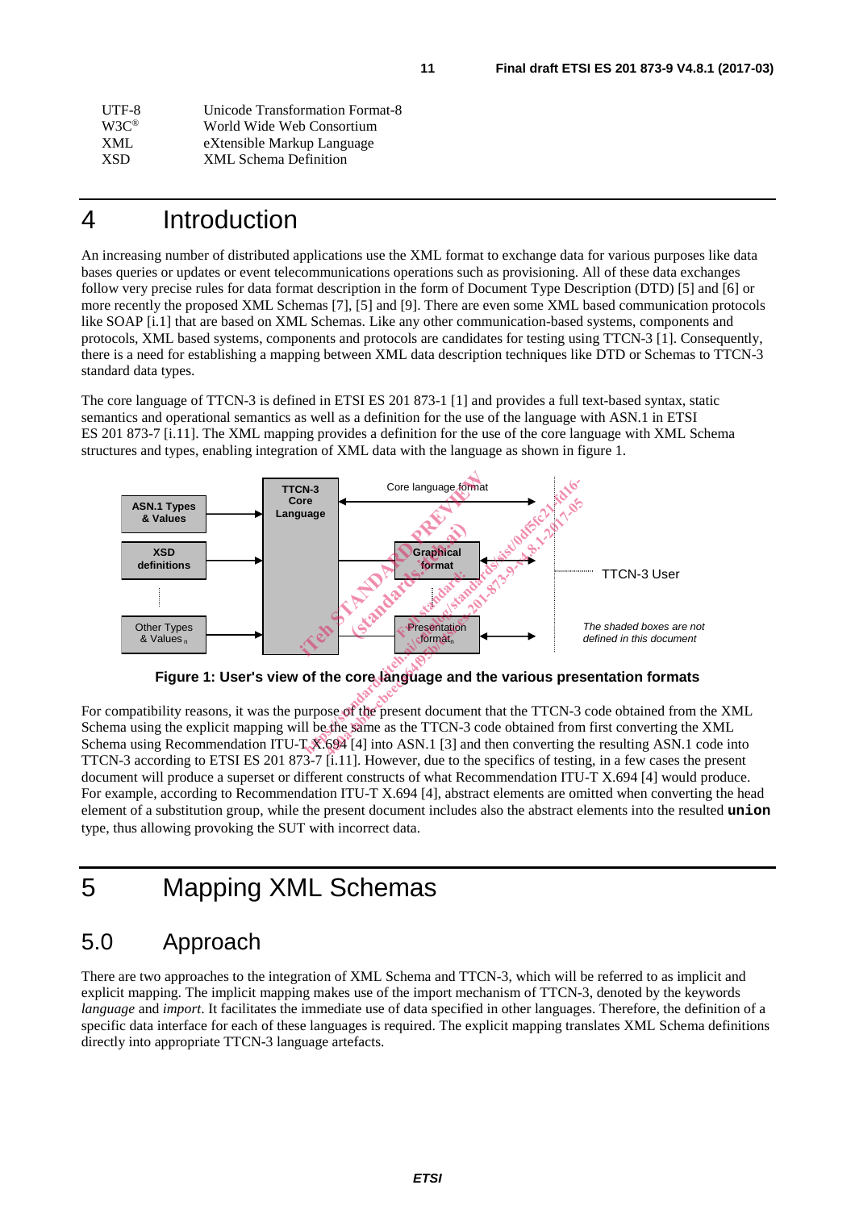| | |
|---|---|
| UTF-8 | Unicode Transformation Format-8 |
| W3C® | World Wide Web Consortium |
| XML | eXtensible Markup Language |
| XSD | XML Schema Definition |

# 4 Introduction

An increasing number of distributed applications use the XML format to exchange data for various purposes like data bases queries or updates or event telecommunications operations such as provisioning. All of these data exchanges follow very precise rules for data format description in the form of Document Type Description (DTD) [5] and [6] or more recently the proposed XML Schemas [7], [5] and [9]. There are even some XML based communication protocols like SOAP [i.1] that are based on XML Schemas. Like any other communication-based systems, components and protocols, XML based systems, components and protocols are candidates for testing using TTCN-3 [1]. Consequently, there is a need for establishing a mapping between XML data description techniques like DTD or Schemas to TTCN-3 standard data types.

The core language of TTCN-3 is defined in ETSI ES 201 873-1 [1] and provides a full text-based syntax, static semantics and operational semantics as well as a definition for the use of the language with ASN.1 in ETSI ES 201 873-7 [i.11]. The XML mapping provides a definition for the use of the core language with XML Schema structures and types, enabling integration of XML data with the language as shown in figure 1.

ASN.1 Types & Values | XSD definitions | Other Types & Values$_n$ | TTCN-3 Core Language | Core language format | Graphical format | Presentation format$_n$ | TTCN-3 User

*The shaded boxes are not defined in this document*

**Figure 1: User's view of the core language and the various presentation formats**

For compatibility reasons, it was the purpose of the present document that the TTCN-3 code obtained from the XML Schema using the explicit mapping will be the same as the TTCN-3 code obtained from first converting the XML Schema using Recommendation ITU-T X.694 [4] into ASN.1 [3] and then converting the resulting ASN.1 code into TTCN-3 according to ETSI ES 201 873-7 [i.11]. However, due to the specifics of testing, in a few cases the present document will produce a superset or different constructs of what Recommendation ITU-T X.694 [4] would produce. For example, according to Recommendation ITU-T X.694 [4], abstract elements are omitted when converting the head element of a substitution group, while the present document includes also the abstract elements into the resulted **`union`** type, thus allowing provoking the SUT with incorrect data.

# 5 Mapping XML Schemas

## 5.0 Approach

There are two approaches to the integration of XML Schema and TTCN-3, which will be referred to as implicit and explicit mapping. The implicit mapping makes use of the import mechanism of TTCN-3, denoted by the keywords *language* and *import*. It facilitates the immediate use of data specified in other languages. Therefore, the definition of a specific data interface for each of these languages is required. The explicit mapping translates XML Schema definitions directly into appropriate TTCN-3 language artefacts.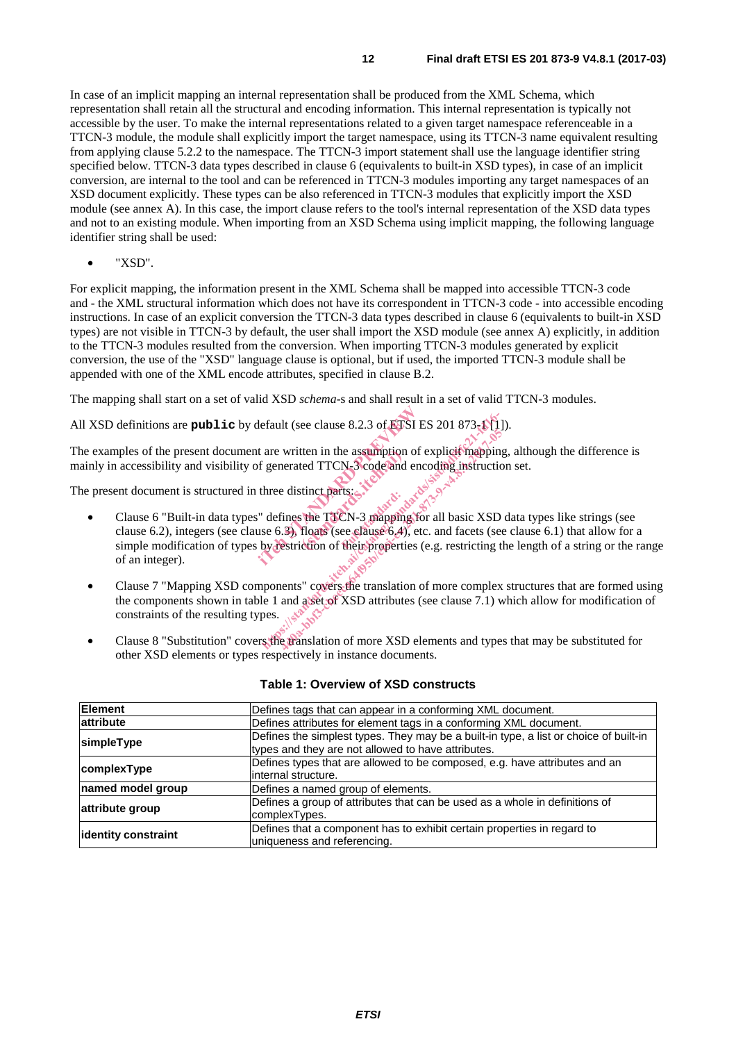In case of an implicit mapping an internal representation shall be produced from the XML Schema, which representation shall retain all the structural and encoding information. This internal representation is typically not accessible by the user. To make the internal representations related to a given target namespace referenceable in a TTCN-3 module, the module shall explicitly import the target namespace, using its TTCN-3 name equivalent resulting from applying clause 5.2.2 to the namespace. The TTCN-3 import statement shall use the language identifier string specified below. TTCN-3 data types described in clause 6 (equivalents to built-in XSD types), in case of an implicit conversion, are internal to the tool and can be referenced in TTCN-3 modules importing any target namespaces of an XSD document explicitly. These types can be also referenced in TTCN-3 modules that explicitly import the XSD module (see annex A). In this case, the import clause refers to the tool's internal representation of the XSD data types and not to an existing module. When importing from an XSD Schema using implicit mapping, the following language identifier string shall be used:

- "XSD".

For explicit mapping, the information present in the XML Schema shall be mapped into accessible TTCN-3 code and - the XML structural information which does not have its correspondent in TTCN-3 code - into accessible encoding instructions. In case of an explicit conversion the TTCN-3 data types described in clause 6 (equivalents to built-in XSD types) are not visible in TTCN-3 by default, the user shall import the XSD module (see annex A) explicitly, in addition to the TTCN-3 modules resulted from the conversion. When importing TTCN-3 modules generated by explicit conversion, the use of the "XSD" language clause is optional, but if used, the imported TTCN-3 module shall be appended with one of the XML encode attributes, specified in clause B.2.

The mapping shall start on a set of valid XSD *schema*-s and shall result in a set of valid TTCN-3 modules.

All XSD definitions are **`public`** by default (see clause 8.2.3 of ETSI ES 201 873-1 [1]).

The examples of the present document are written in the assumption of explicit mapping, although the difference is mainly in accessibility and visibility of generated TTCN-3 code and encoding instruction set.

The present document is structured in three distinct parts:

- Clause 6 "Built-in data types" defines the TTCN-3 mapping for all basic XSD data types like strings (see clause 6.2), integers (see clause 6.3), floats (see clause 6.4), etc. and facets (see clause 6.1) that allow for a simple modification of types by restriction of their properties (e.g. restricting the length of a string or the range of an integer).
- Clause 7 "Mapping XSD components" covers the translation of more complex structures that are formed using the components shown in table 1 and a set of XSD attributes (see clause 7.1) which allow for modification of constraints of the resulting types.
- Clause 8 "Substitution" covers the translation of more XSD elements and types that may be substituted for other XSD elements or types respectively in instance documents.

**Table 1: Overview of XSD constructs**

| **Element** | Defines tags that can appear in a conforming XML document. |
|---|---|
| **attribute** | Defines attributes for element tags in a conforming XML document. |
| **simpleType** | Defines the simplest types. They may be a built-in type, a list or choice of built-in types and they are not allowed to have attributes. |
| **complexType** | Defines types that are allowed to be composed, e.g. have attributes and an internal structure. |
| **named model group** | Defines a named group of elements. |
| **attribute group** | Defines a group of attributes that can be used as a whole in definitions of complexTypes. |
| **identity constraint** | Defines that a component has to exhibit certain properties in regard to uniqueness and referencing. |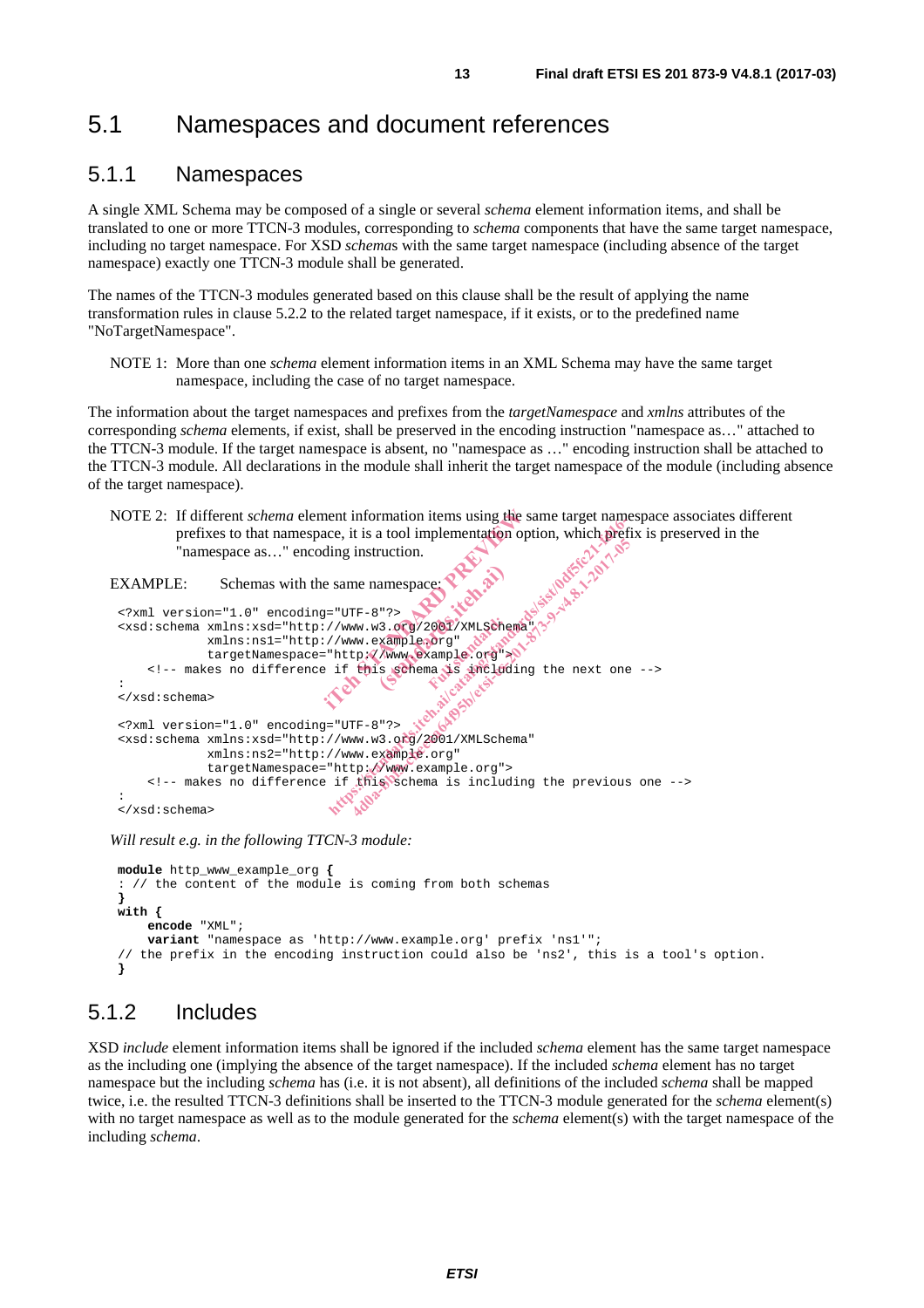# 5.1 Namespaces and document references

## 5.1.1 Namespaces

A single XML Schema may be composed of a single or several *schema* element information items, and shall be translated to one or more TTCN-3 modules, corresponding to *schema* components that have the same target namespace, including no target namespace. For XSD *schemas* with the same target namespace (including absence of the target namespace) exactly one TTCN-3 module shall be generated.

The names of the TTCN-3 modules generated based on this clause shall be the result of applying the name transformation rules in clause 5.2.2 to the related target namespace, if it exists, or to the predefined name "NoTargetNamespace".

NOTE 1: More than one *schema* element information items in an XML Schema may have the same target namespace, including the case of no target namespace.

The information about the target namespaces and prefixes from the *targetNamespace* and *xmlns* attributes of the corresponding *schema* elements, if exist, shall be preserved in the encoding instruction "namespace as…" attached to the TTCN-3 module. If the target namespace is absent, no "namespace as …" encoding instruction shall be attached to the TTCN-3 module. All declarations in the module shall inherit the target namespace of the module (including absence of the target namespace).

NOTE 2: If different *schema* element information items using the same target namespace associates different prefixes to that namespace, it is a tool implementation option, which prefix is preserved in the "namespace as…" encoding instruction.

EXAMPLE: Schemas with the same namespace:

```
<?xml version="1.0" encoding="UTF-8"?>
<xsd:schema xmlns:xsd="http://www.w3.org/2001/XMLSchema"
            xmlns:ns1="http://www.example.org"
            targetNamespace="http://www.example.org">
    <!-- makes no difference if this schema is including the next one -->
:
</xsd:schema>

<?xml version="1.0" encoding="UTF-8"?>
<xsd:schema xmlns:xsd="http://www.w3.org/2001/XMLSchema"
            xmlns:ns2="http://www.example.org"
            targetNamespace="http://www.example.org">
    <!-- makes no difference if this schema is including the previous one -->
:
</xsd:schema>
```

*Will result e.g. in the following TTCN-3 module:*

```
module http_www_example_org {
: // the content of the module is coming from both schemas
}
with {
    encode "XML";
    variant "namespace as 'http://www.example.org' prefix 'ns1'";
// the prefix in the encoding instruction could also be 'ns2', this is a tool's option.
}
```

## 5.1.2 Includes

XSD *include* element information items shall be ignored if the included *schema* element has the same target namespace as the including one (implying the absence of the target namespace). If the included *schema* element has no target namespace but the including *schema* has (i.e. it is not absent), all definitions of the included *schema* shall be mapped twice, i.e. the resulted TTCN-3 definitions shall be inserted to the TTCN-3 module generated for the *schema* element(s) with no target namespace as well as to the module generated for the *schema* element(s) with the target namespace of the including *schema*.